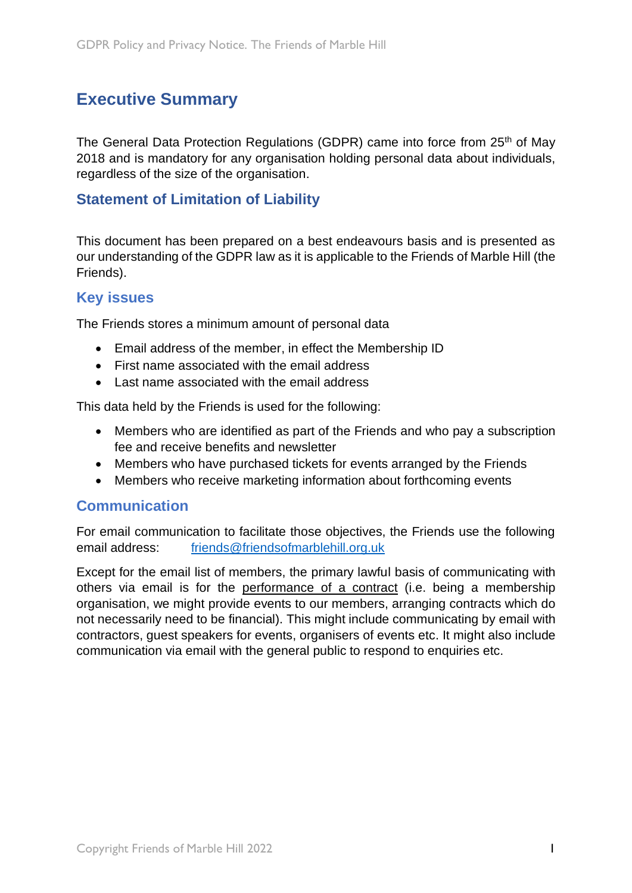# Executive Summary

The General Data Protection Regulations (GDPR) came into force from 25th of May 2018 and is mandatory for any organisation holding personal data about individuals, regardless of the size of the organisation.

## Statement of Limitation of Liability

This document has been prepared on a best endeavours basis and is presented as our understanding of the GDPR law as it is applicable to the Friends of Marble Hill (the Friends).

## Key issues

The Friends stores a minimum amount of personal data

- Email address of the member, in effect the Membership ID
- First name associated with the email address
- Last name associated with the email address

This data held by the Friends is used for the following:

- Members who are identified as part of the Friends and who pay a subscription fee and receive benefits and newsletter
- Members who have purchased tickets for events arranged by the Friends
- Members who receive marketing information about forthcoming events

## Communication

For email communication to facilitate those objectives, the Friends use the following email address: friends@friendsofmarblehill.org.uk

Except for the email list of members, the primary lawful basis of communicating with others via email is for the performance of a contract (i.e. being a membership organisation, we might provide events to our members, arranging contracts which do not necessarily need to be financial). This might include communicating by email with contractors, guest speakers for events, organisers of events etc. It might also include communication via email with the general public to respond to enquiries etc.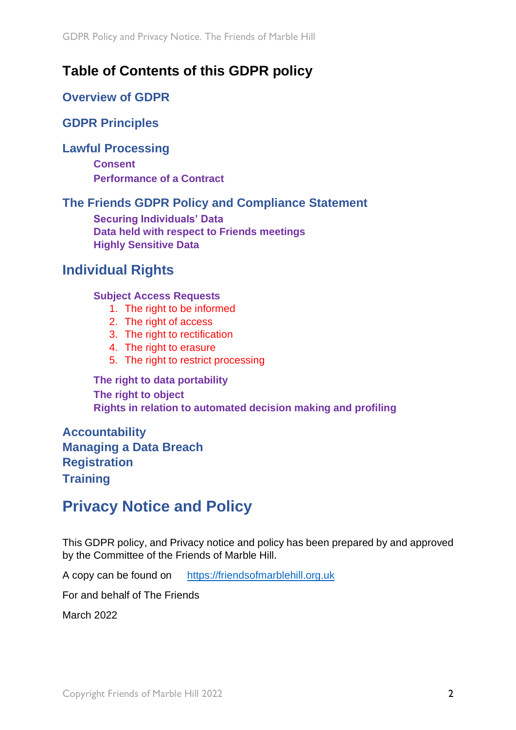# Table of Contents of this GDPR policy

**Overview of GDPR**

**GDPR Principles**

**Lawful Processing**

- **Consent**
- **Performance of a Contract**

**The Friends GDPR Policy and Compliance Statement**

- **Securing Individuals' Data**
- **Data held with respect to Friends meetings**
- **Highly Sensitive Data**

**Individual Rights**

- **Subject Access Requests**
  1. The right to be informed
  2. The right of access
  3. The right to rectification
  4. The right to erasure
  5. The right to restrict processing
- **The right to data portability**
- **The right to object**
- **Rights in relation to automated decision making and profiling**

**Accountability**
**Managing a Data Breach**
**Registration**
**Training**

## Privacy Notice and Policy

This GDPR policy, and Privacy notice and policy has been prepared by and approved by the Committee of the Friends of Marble Hill.

A copy can be found on https://friendsofmarblehill.org.uk

For and behalf of The Friends

March 2022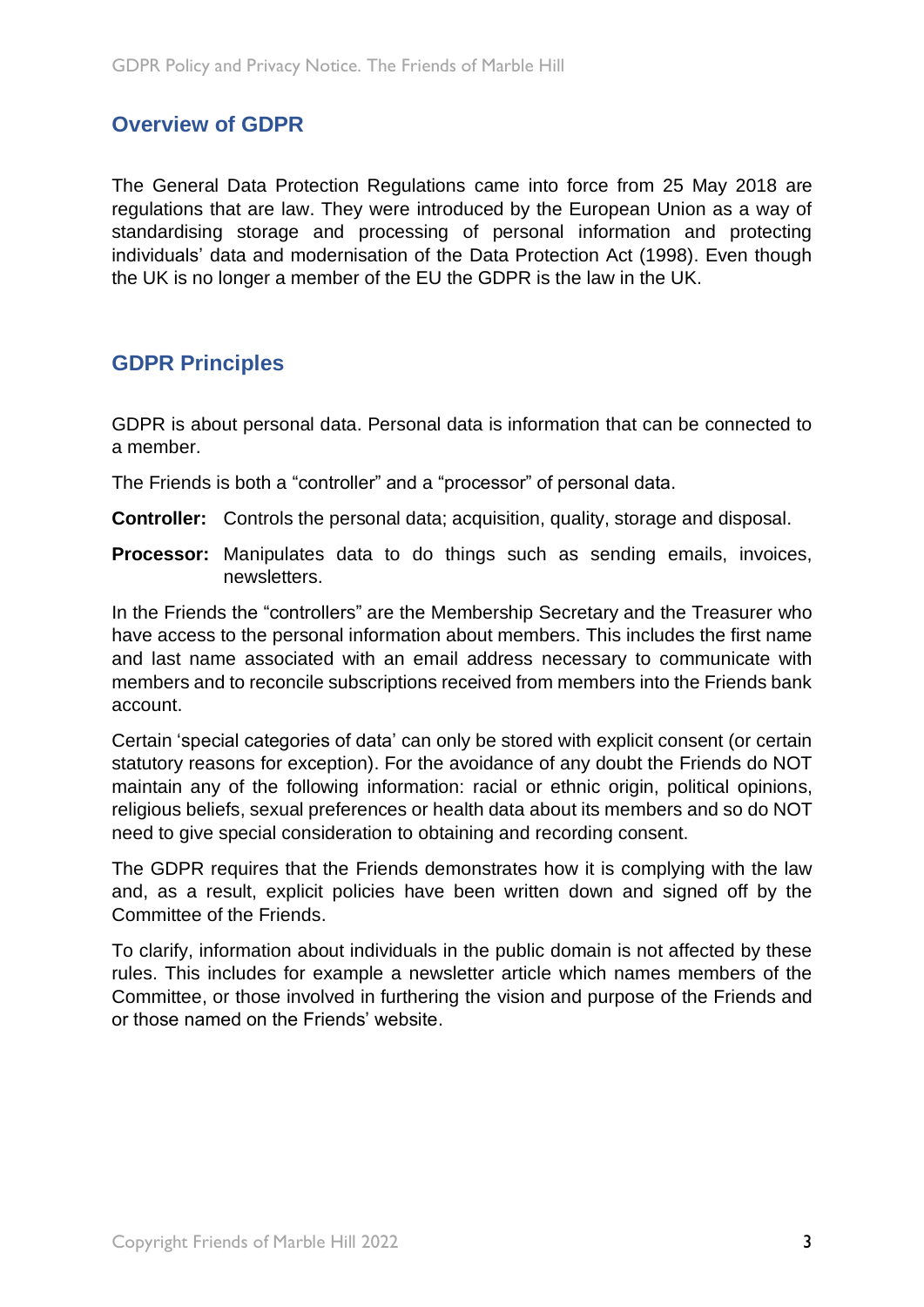## Overview of GDPR

The General Data Protection Regulations came into force from 25 May 2018 are regulations that are law. They were introduced by the European Union as a way of standardising storage and processing of personal information and protecting individuals' data and modernisation of the Data Protection Act (1998). Even though the UK is no longer a member of the EU the GDPR is the law in the UK.

## GDPR Principles

GDPR is about personal data. Personal data is information that can be connected to a member.

The Friends is both a "controller" and a "processor" of personal data.

**Controller:** Controls the personal data; acquisition, quality, storage and disposal.

**Processor:** Manipulates data to do things such as sending emails, invoices, newsletters.

In the Friends the "controllers" are the Membership Secretary and the Treasurer who have access to the personal information about members. This includes the first name and last name associated with an email address necessary to communicate with members and to reconcile subscriptions received from members into the Friends bank account.

Certain 'special categories of data' can only be stored with explicit consent (or certain statutory reasons for exception). For the avoidance of any doubt the Friends do NOT maintain any of the following information: racial or ethnic origin, political opinions, religious beliefs, sexual preferences or health data about its members and so do NOT need to give special consideration to obtaining and recording consent.

The GDPR requires that the Friends demonstrates how it is complying with the law and, as a result, explicit policies have been written down and signed off by the Committee of the Friends.

To clarify, information about individuals in the public domain is not affected by these rules. This includes for example a newsletter article which names members of the Committee, or those involved in furthering the vision and purpose of the Friends and or those named on the Friends' website.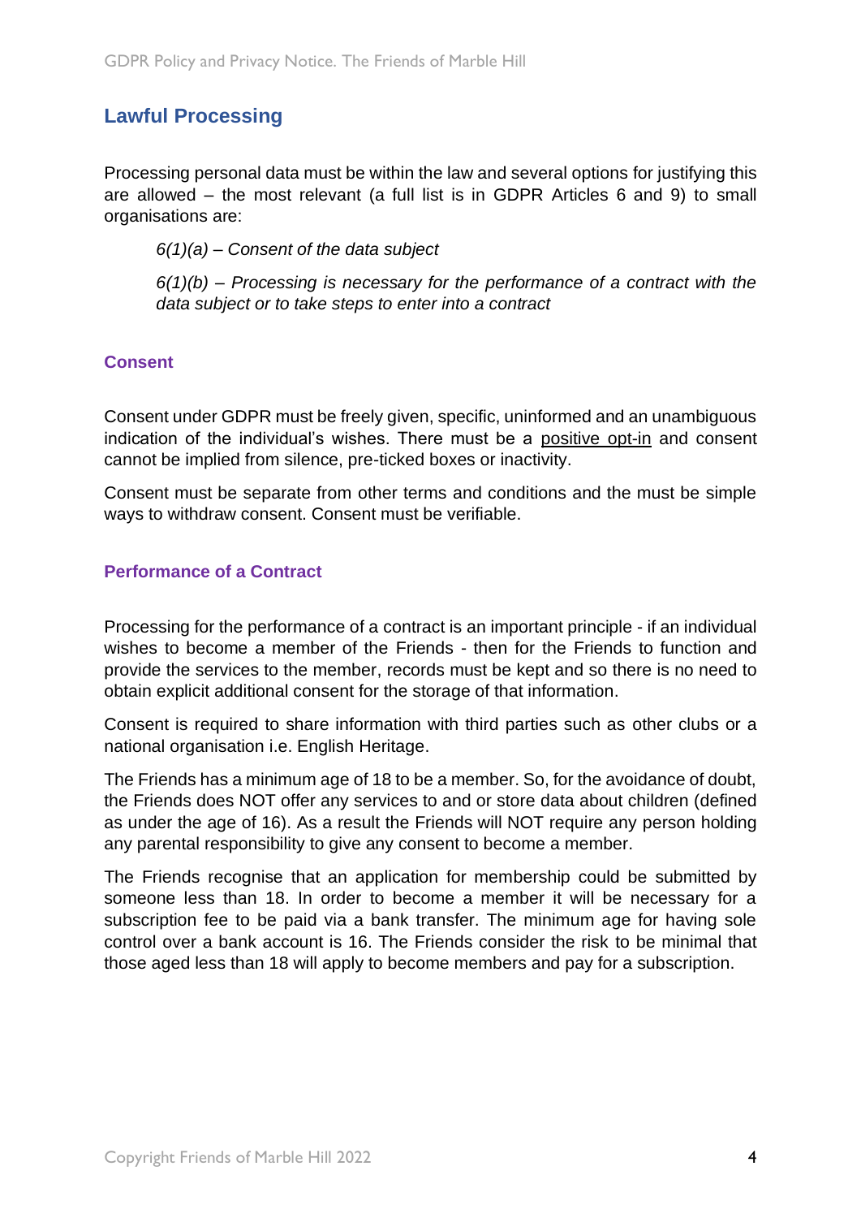## Lawful Processing

Processing personal data must be within the law and several options for justifying this are allowed – the most relevant (a full list is in GDPR Articles 6 and 9) to small organisations are:

*6(1)(a) – Consent of the data subject*

*6(1)(b) – Processing is necessary for the performance of a contract with the data subject or to take steps to enter into a contract*

### Consent

Consent under GDPR must be freely given, specific, uninformed and an unambiguous indication of the individual's wishes. There must be a positive opt-in and consent cannot be implied from silence, pre-ticked boxes or inactivity.

Consent must be separate from other terms and conditions and the must be simple ways to withdraw consent. Consent must be verifiable.

### Performance of a Contract

Processing for the performance of a contract is an important principle - if an individual wishes to become a member of the Friends - then for the Friends to function and provide the services to the member, records must be kept and so there is no need to obtain explicit additional consent for the storage of that information.

Consent is required to share information with third parties such as other clubs or a national organisation i.e. English Heritage.

The Friends has a minimum age of 18 to be a member. So, for the avoidance of doubt, the Friends does NOT offer any services to and or store data about children (defined as under the age of 16). As a result the Friends will NOT require any person holding any parental responsibility to give any consent to become a member.

The Friends recognise that an application for membership could be submitted by someone less than 18. In order to become a member it will be necessary for a subscription fee to be paid via a bank transfer. The minimum age for having sole control over a bank account is 16. The Friends consider the risk to be minimal that those aged less than 18 will apply to become members and pay for a subscription.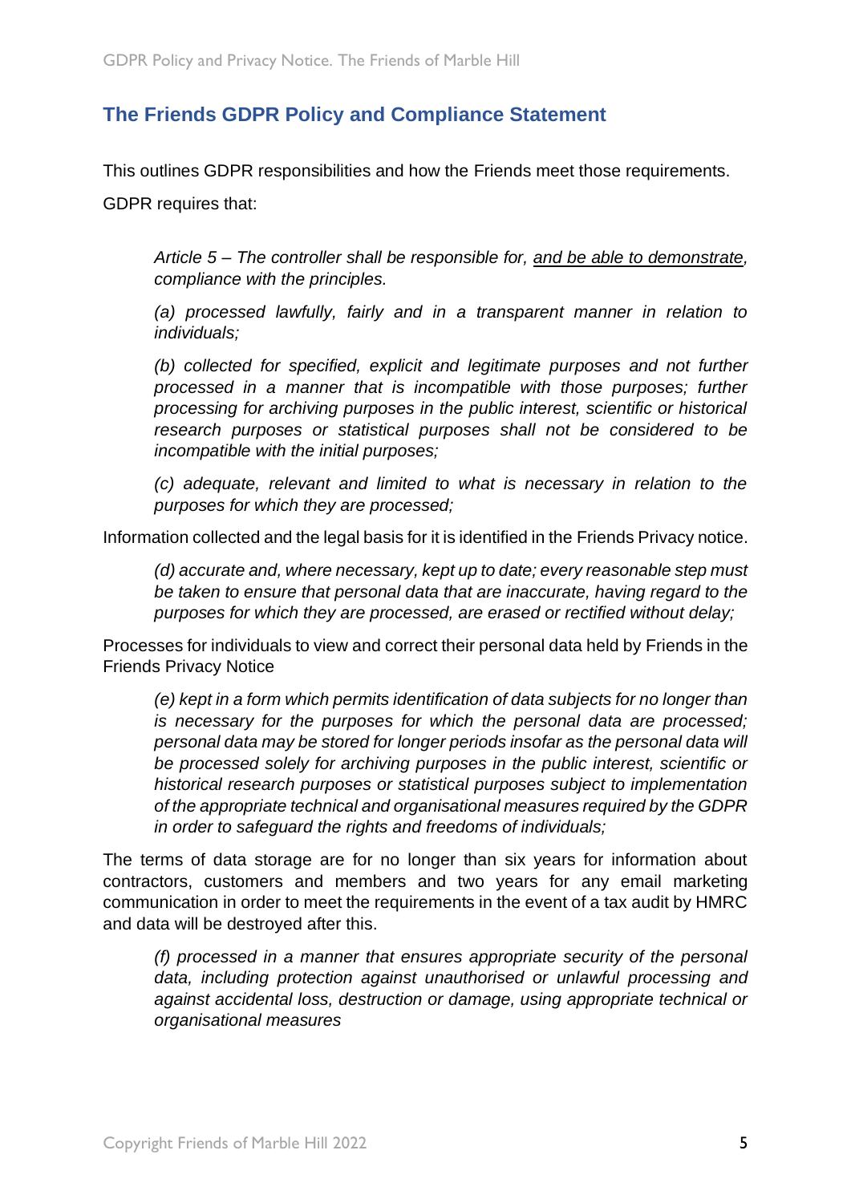## The Friends GDPR Policy and Compliance Statement

This outlines GDPR responsibilities and how the Friends meet those requirements.

GDPR requires that:

> *Article 5 – The controller shall be responsible for, <u>and be able to demonstrate</u>, compliance with the principles.*
>
> *(a) processed lawfully, fairly and in a transparent manner in relation to individuals;*
>
> *(b) collected for specified, explicit and legitimate purposes and not further processed in a manner that is incompatible with those purposes; further processing for archiving purposes in the public interest, scientific or historical research purposes or statistical purposes shall not be considered to be incompatible with the initial purposes;*
>
> *(c) adequate, relevant and limited to what is necessary in relation to the purposes for which they are processed;*

Information collected and the legal basis for it is identified in the Friends Privacy notice.

> *(d) accurate and, where necessary, kept up to date; every reasonable step must be taken to ensure that personal data that are inaccurate, having regard to the purposes for which they are processed, are erased or rectified without delay;*

Processes for individuals to view and correct their personal data held by Friends in the Friends Privacy Notice

> *(e) kept in a form which permits identification of data subjects for no longer than is necessary for the purposes for which the personal data are processed; personal data may be stored for longer periods insofar as the personal data will be processed solely for archiving purposes in the public interest, scientific or historical research purposes or statistical purposes subject to implementation of the appropriate technical and organisational measures required by the GDPR in order to safeguard the rights and freedoms of individuals;*

The terms of data storage are for no longer than six years for information about contractors, customers and members and two years for any email marketing communication in order to meet the requirements in the event of a tax audit by HMRC and data will be destroyed after this.

> *(f) processed in a manner that ensures appropriate security of the personal data, including protection against unauthorised or unlawful processing and against accidental loss, destruction or damage, using appropriate technical or organisational measures*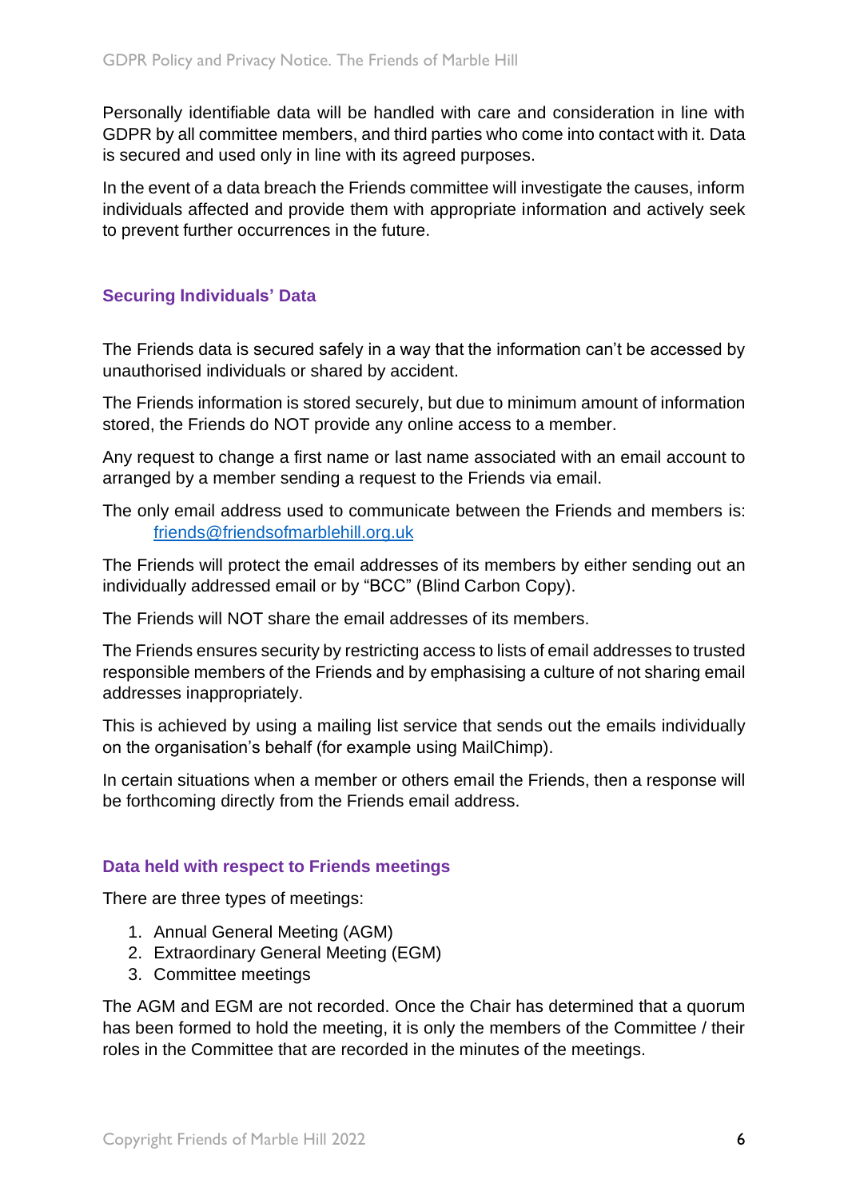Personally identifiable data will be handled with care and consideration in line with GDPR by all committee members, and third parties who come into contact with it. Data is secured and used only in line with its agreed purposes.

In the event of a data breach the Friends committee will investigate the causes, inform individuals affected and provide them with appropriate information and actively seek to prevent further occurrences in the future.

## Securing Individuals' Data

The Friends data is secured safely in a way that the information can't be accessed by unauthorised individuals or shared by accident.

The Friends information is stored securely, but due to minimum amount of information stored, the Friends do NOT provide any online access to a member.

Any request to change a first name or last name associated with an email account to arranged by a member sending a request to the Friends via email.

The only email address used to communicate between the Friends and members is:
friends@friendsofmarblehill.org.uk

The Friends will protect the email addresses of its members by either sending out an individually addressed email or by "BCC" (Blind Carbon Copy).

The Friends will NOT share the email addresses of its members.

The Friends ensures security by restricting access to lists of email addresses to trusted responsible members of the Friends and by emphasising a culture of not sharing email addresses inappropriately.

This is achieved by using a mailing list service that sends out the emails individually on the organisation's behalf (for example using MailChimp).

In certain situations when a member or others email the Friends, then a response will be forthcoming directly from the Friends email address.

## Data held with respect to Friends meetings

There are three types of meetings:

1. Annual General Meeting (AGM)
2. Extraordinary General Meeting (EGM)
3. Committee meetings

The AGM and EGM are not recorded. Once the Chair has determined that a quorum has been formed to hold the meeting, it is only the members of the Committee / their roles in the Committee that are recorded in the minutes of the meetings.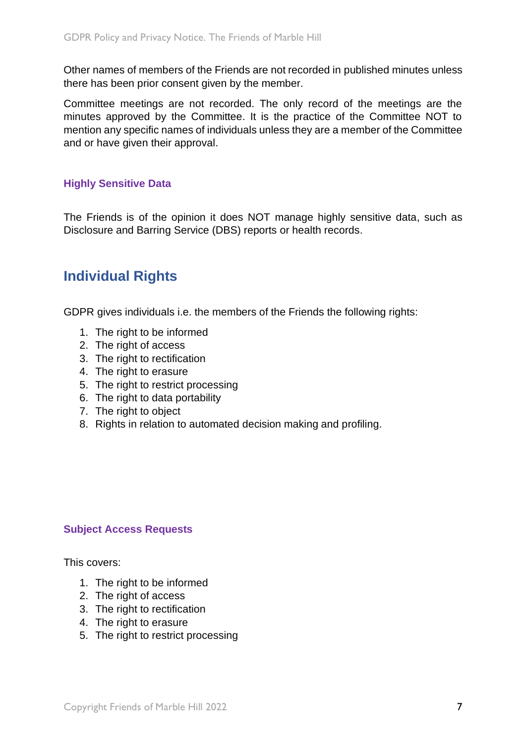Other names of members of the Friends are not recorded in published minutes unless there has been prior consent given by the member.

Committee meetings are not recorded. The only record of the meetings are the minutes approved by the Committee. It is the practice of the Committee NOT to mention any specific names of individuals unless they are a member of the Committee and or have given their approval.

### Highly Sensitive Data

The Friends is of the opinion it does NOT manage highly sensitive data, such as Disclosure and Barring Service (DBS) reports or health records.

## Individual Rights

GDPR gives individuals i.e. the members of the Friends the following rights:

1. The right to be informed
2. The right of access
3. The right to rectification
4. The right to erasure
5. The right to restrict processing
6. The right to data portability
7. The right to object
8. Rights in relation to automated decision making and profiling.

### Subject Access Requests

This covers:

1. The right to be informed
2. The right of access
3. The right to rectification
4. The right to erasure
5. The right to restrict processing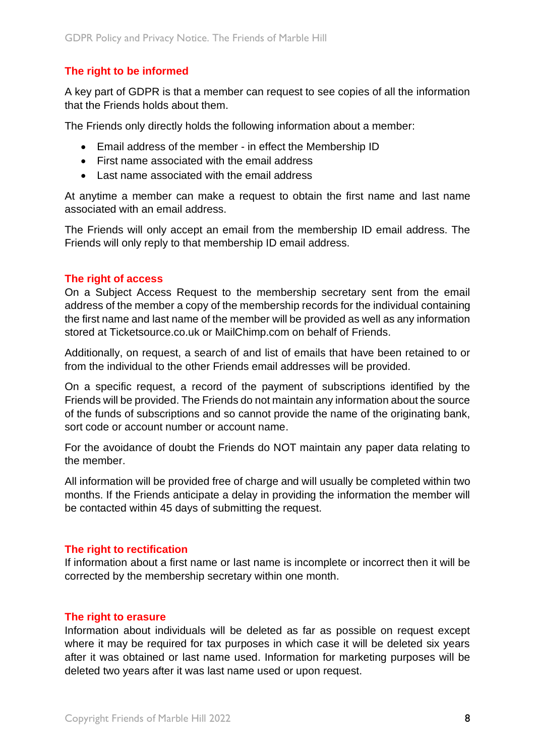## The right to be informed

A key part of GDPR is that a member can request to see copies of all the information that the Friends holds about them.

The Friends only directly holds the following information about a member:

- Email address of the member - in effect the Membership ID
- First name associated with the email address
- Last name associated with the email address

At anytime a member can make a request to obtain the first name and last name associated with an email address.

The Friends will only accept an email from the membership ID email address. The Friends will only reply to that membership ID email address.

## The right of access

On a Subject Access Request to the membership secretary sent from the email address of the member a copy of the membership records for the individual containing the first name and last name of the member will be provided as well as any information stored at Ticketsource.co.uk or MailChimp.com on behalf of Friends.

Additionally, on request, a search of and list of emails that have been retained to or from the individual to the other Friends email addresses will be provided.

On a specific request, a record of the payment of subscriptions identified by the Friends will be provided. The Friends do not maintain any information about the source of the funds of subscriptions and so cannot provide the name of the originating bank, sort code or account number or account name.

For the avoidance of doubt the Friends do NOT maintain any paper data relating to the member.

All information will be provided free of charge and will usually be completed within two months. If the Friends anticipate a delay in providing the information the member will be contacted within 45 days of submitting the request.

## The right to rectification

If information about a first name or last name is incomplete or incorrect then it will be corrected by the membership secretary within one month.

## The right to erasure

Information about individuals will be deleted as far as possible on request except where it may be required for tax purposes in which case it will be deleted six years after it was obtained or last name used. Information for marketing purposes will be deleted two years after it was last name used or upon request.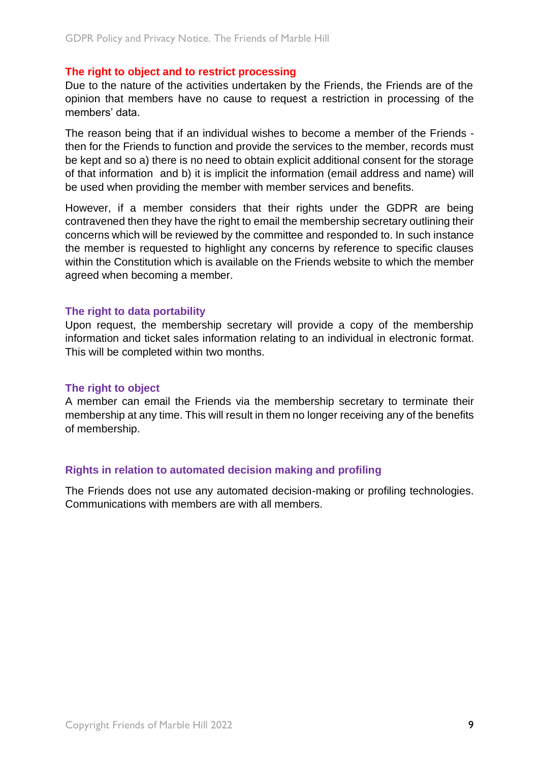### The right to object and to restrict processing

Due to the nature of the activities undertaken by the Friends, the Friends are of the opinion that members have no cause to request a restriction in processing of the members' data.

The reason being that if an individual wishes to become a member of the Friends - then for the Friends to function and provide the services to the member, records must be kept and so a) there is no need to obtain explicit additional consent for the storage of that information and b) it is implicit the information (email address and name) will be used when providing the member with member services and benefits.

However, if a member considers that their rights under the GDPR are being contravened then they have the right to email the membership secretary outlining their concerns which will be reviewed by the committee and responded to. In such instance the member is requested to highlight any concerns by reference to specific clauses within the Constitution which is available on the Friends website to which the member agreed when becoming a member.

### The right to data portability

Upon request, the membership secretary will provide a copy of the membership information and ticket sales information relating to an individual in electronic format. This will be completed within two months.

### The right to object

A member can email the Friends via the membership secretary to terminate their membership at any time. This will result in them no longer receiving any of the benefits of membership.

### Rights in relation to automated decision making and profiling

The Friends does not use any automated decision-making or profiling technologies. Communications with members are with all members.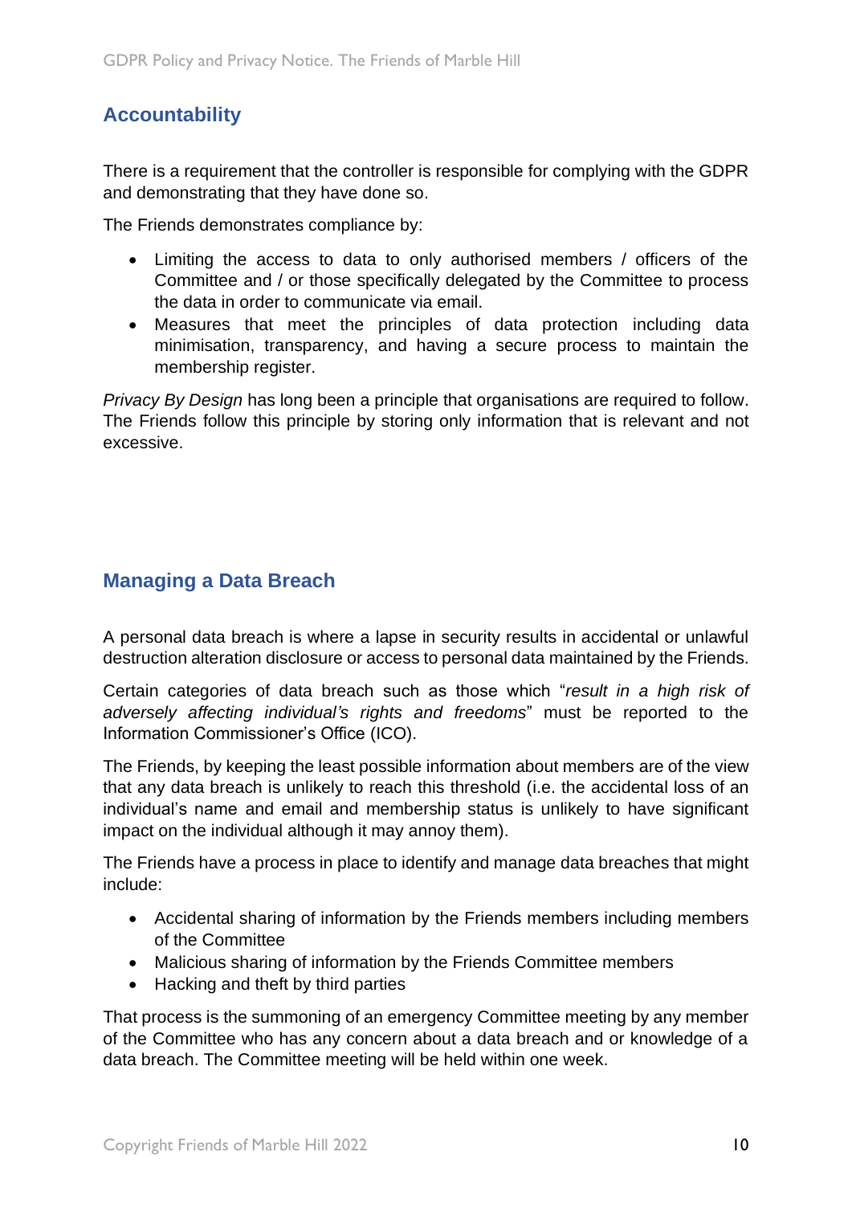## Accountability

There is a requirement that the controller is responsible for complying with the GDPR and demonstrating that they have done so.

The Friends demonstrates compliance by:

- Limiting the access to data to only authorised members / officers of the Committee and / or those specifically delegated by the Committee to process the data in order to communicate via email.
- Measures that meet the principles of data protection including data minimisation, transparency, and having a secure process to maintain the membership register.

*Privacy By Design* has long been a principle that organisations are required to follow. The Friends follow this principle by storing only information that is relevant and not excessive.

## Managing a Data Breach

A personal data breach is where a lapse in security results in accidental or unlawful destruction alteration disclosure or access to personal data maintained by the Friends.

Certain categories of data breach such as those which "*result in a high risk of adversely affecting individual's rights and freedoms*" must be reported to the Information Commissioner's Office (ICO).

The Friends, by keeping the least possible information about members are of the view that any data breach is unlikely to reach this threshold (i.e. the accidental loss of an individual's name and email and membership status is unlikely to have significant impact on the individual although it may annoy them).

The Friends have a process in place to identify and manage data breaches that might include:

- Accidental sharing of information by the Friends members including members of the Committee
- Malicious sharing of information by the Friends Committee members
- Hacking and theft by third parties

That process is the summoning of an emergency Committee meeting by any member of the Committee who has any concern about a data breach and or knowledge of a data breach. The Committee meeting will be held within one week.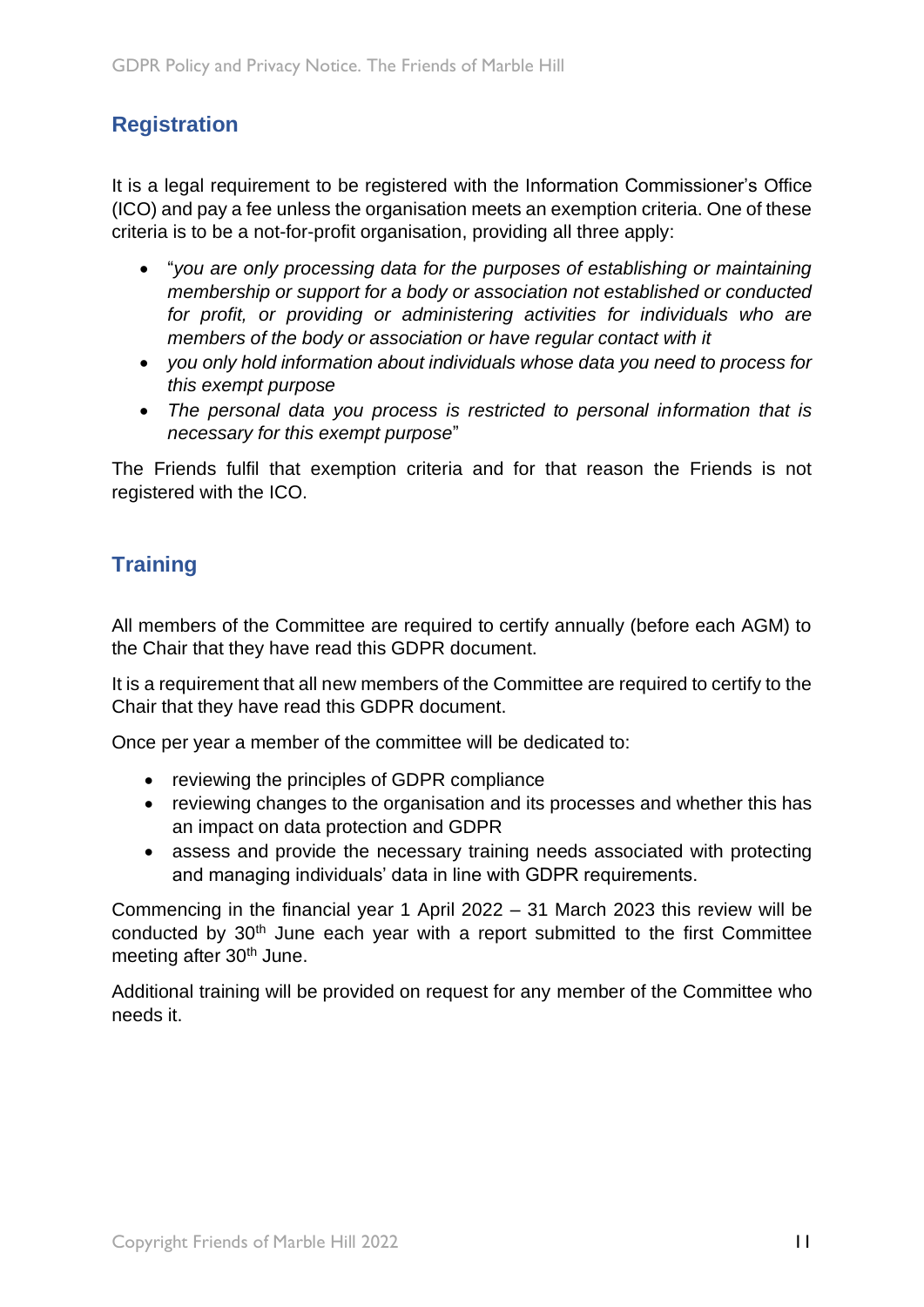## Registration

It is a legal requirement to be registered with the Information Commissioner's Office (ICO) and pay a fee unless the organisation meets an exemption criteria. One of these criteria is to be a not-for-profit organisation, providing all three apply:

- "*you are only processing data for the purposes of establishing or maintaining membership or support for a body or association not established or conducted for profit, or providing or administering activities for individuals who are members of the body or association or have regular contact with it*
- *you only hold information about individuals whose data you need to process for this exempt purpose*
- *The personal data you process is restricted to personal information that is necessary for this exempt purpose*"

The Friends fulfil that exemption criteria and for that reason the Friends is not registered with the ICO.

## Training

All members of the Committee are required to certify annually (before each AGM) to the Chair that they have read this GDPR document.

It is a requirement that all new members of the Committee are required to certify to the Chair that they have read this GDPR document.

Once per year a member of the committee will be dedicated to:

- reviewing the principles of GDPR compliance
- reviewing changes to the organisation and its processes and whether this has an impact on data protection and GDPR
- assess and provide the necessary training needs associated with protecting and managing individuals' data in line with GDPR requirements.

Commencing in the financial year 1 April 2022 – 31 March 2023 this review will be conducted by 30th June each year with a report submitted to the first Committee meeting after 30th June.

Additional training will be provided on request for any member of the Committee who needs it.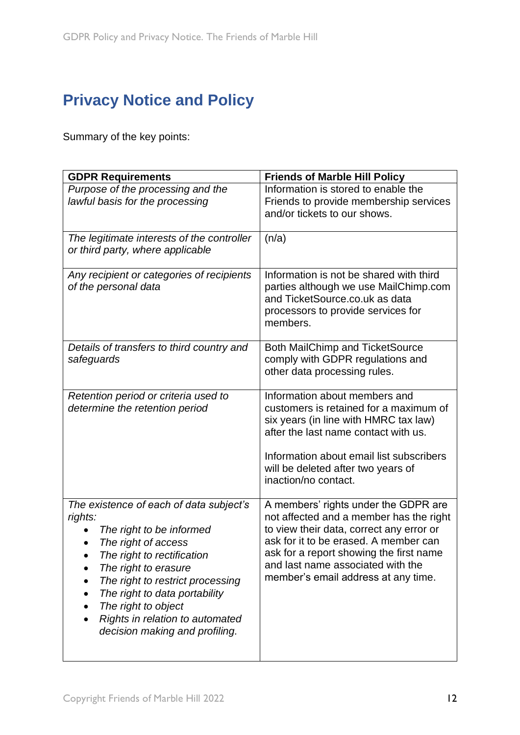# Privacy Notice and Policy

Summary of the key points:

| GDPR Requirements | Friends of Marble Hill Policy |
|---|---|
| *Purpose of the processing and the lawful basis for the processing* | Information is stored to enable the Friends to provide membership services and/or tickets to our shows. |
| *The legitimate interests of the controller or third party, where applicable* | (n/a) |
| *Any recipient or categories of recipients of the personal data* | Information is not be shared with third parties although we use MailChimp.com and TicketSource.co.uk as data processors to provide services for members. |
| *Details of transfers to third country and safeguards* | Both MailChimp and TicketSource comply with GDPR regulations and other data processing rules. |
| *Retention period or criteria used to determine the retention period* | Information about members and customers is retained for a maximum of six years (in line with HMRC tax law) after the last name contact with us.<br><br>Information about email list subscribers will be deleted after two years of inaction/no contact. |
| *The existence of each of data subject's rights:*<br>• *The right to be informed*<br>• *The right of access*<br>• *The right to rectification*<br>• *The right to erasure*<br>• *The right to restrict processing*<br>• *The right to data portability*<br>• *The right to object*<br>• *Rights in relation to automated decision making and profiling.* | A members' rights under the GDPR are not affected and a member has the right to view their data, correct any error or ask for it to be erased. A member can ask for a report showing the first name and last name associated with the member's email address at any time. |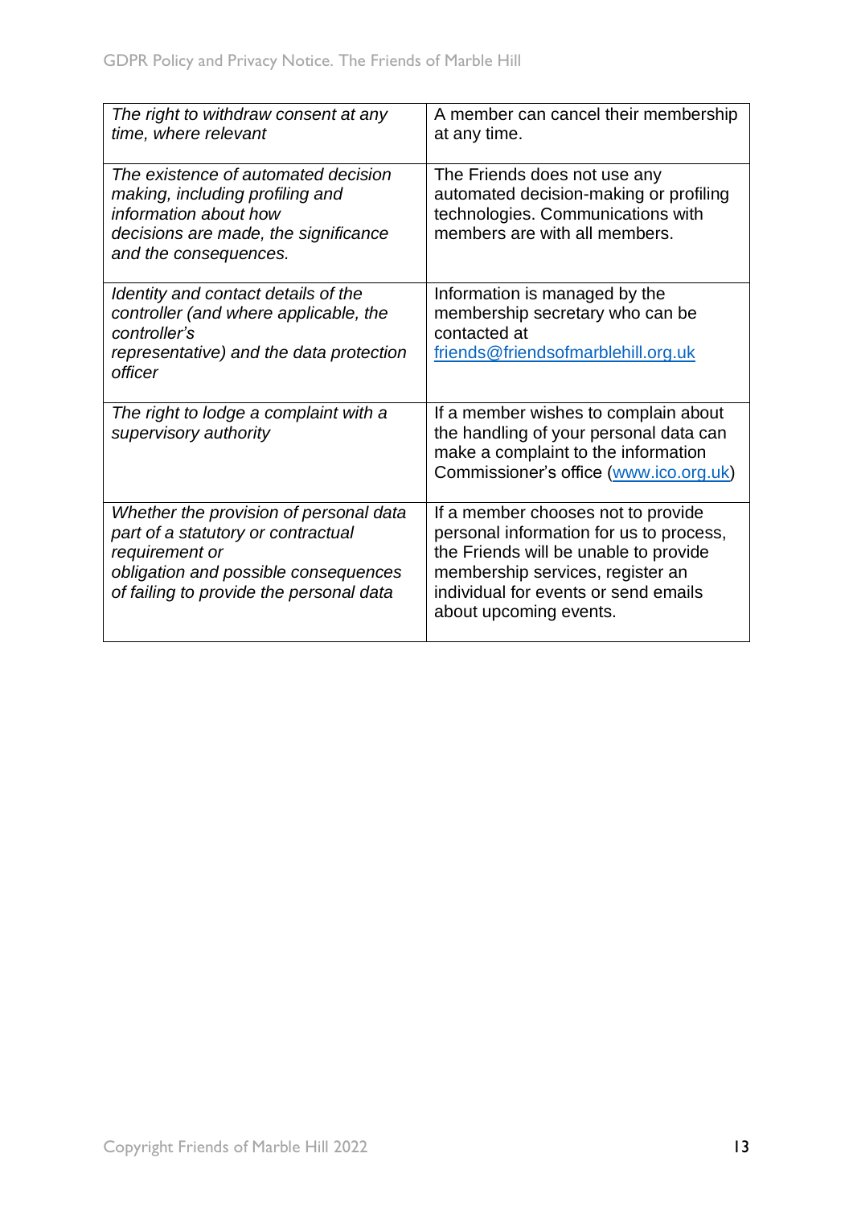| | |
|---|---|
| *The right to withdraw consent at any time, where relevant* | A member can cancel their membership at any time. |
| *The existence of automated decision making, including profiling and information about how decisions are made, the significance and the consequences.* | The Friends does not use any automated decision-making or profiling technologies. Communications with members are with all members. |
| *Identity and contact details of the controller (and where applicable, the controller's representative) and the data protection officer* | Information is managed by the membership secretary who can be contacted at [friends@friendsofmarblehill.org.uk](mailto:friends@friendsofmarblehill.org.uk) |
| *The right to lodge a complaint with a supervisory authority* | If a member wishes to complain about the handling of your personal data can make a complaint to the information Commissioner's office ([www.ico.org.uk](http://www.ico.org.uk)) |
| *Whether the provision of personal data part of a statutory or contractual requirement or obligation and possible consequences of failing to provide the personal data* | If a member chooses not to provide personal information for us to process, the Friends will be unable to provide membership services, register an individual for events or send emails about upcoming events. |

Copyright Friends of Marble Hill 2022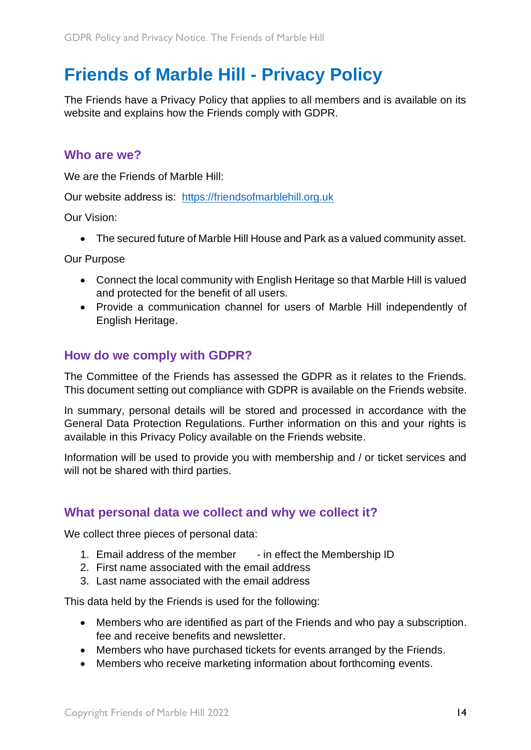# Friends of Marble Hill - Privacy Policy

The Friends have a Privacy Policy that applies to all members and is available on its website and explains how the Friends comply with GDPR.

## Who are we?

We are the Friends of Marble Hill:

Our website address is: [https://friendsofmarblehill.org.uk](https://friendsofmarblehill.org.uk)

Our Vision:

- The secured future of Marble Hill House and Park as a valued community asset.

Our Purpose

- Connect the local community with English Heritage so that Marble Hill is valued and protected for the benefit of all users.
- Provide a communication channel for users of Marble Hill independently of English Heritage.

## How do we comply with GDPR?

The Committee of the Friends has assessed the GDPR as it relates to the Friends. This document setting out compliance with GDPR is available on the Friends website.

In summary, personal details will be stored and processed in accordance with the General Data Protection Regulations. Further information on this and your rights is available in this Privacy Policy available on the Friends website.

Information will be used to provide you with membership and / or ticket services and will not be shared with third parties.

## What personal data we collect and why we collect it?

We collect three pieces of personal data:

1. Email address of the member - in effect the Membership ID
2. First name associated with the email address
3. Last name associated with the email address

This data held by the Friends is used for the following:

- Members who are identified as part of the Friends and who pay a subscription. fee and receive benefits and newsletter.
- Members who have purchased tickets for events arranged by the Friends.
- Members who receive marketing information about forthcoming events.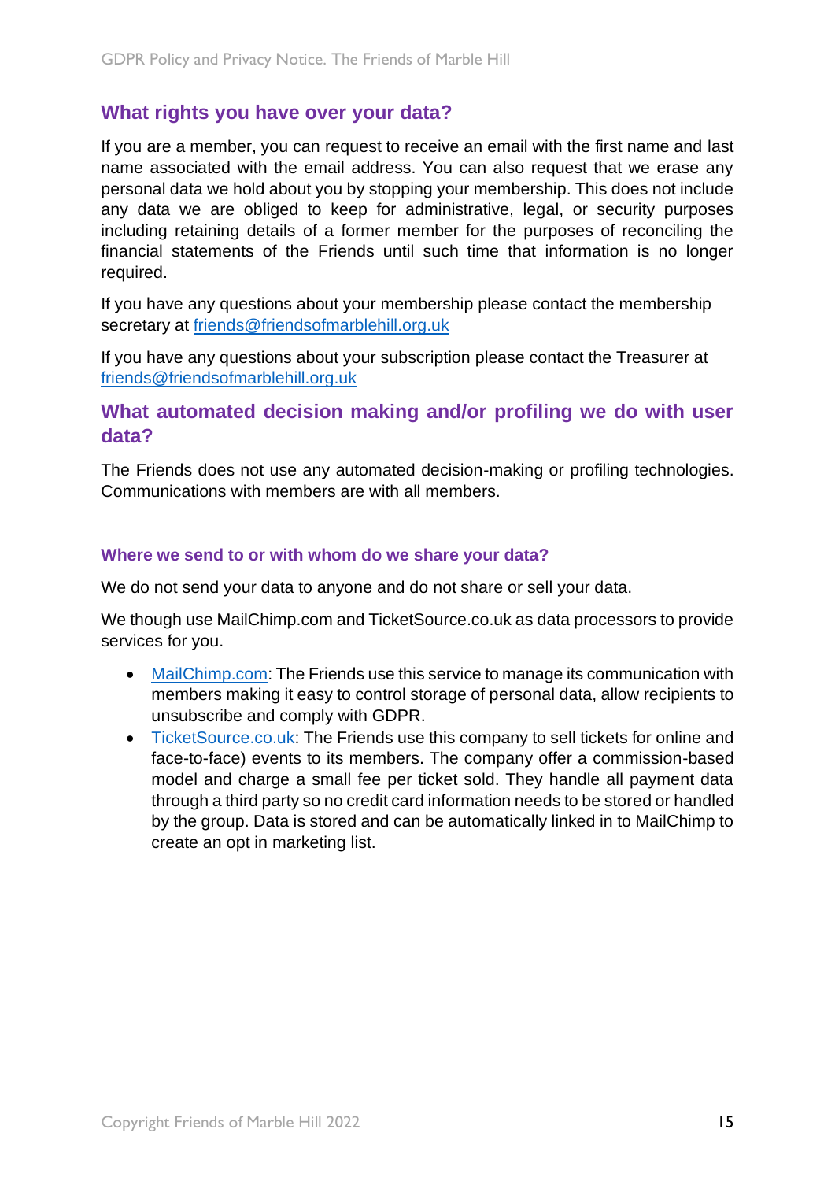## What rights you have over your data?

If you are a member, you can request to receive an email with the first name and last name associated with the email address. You can also request that we erase any personal data we hold about you by stopping your membership. This does not include any data we are obliged to keep for administrative, legal, or security purposes including retaining details of a former member for the purposes of reconciling the financial statements of the Friends until such time that information is no longer required.

If you have any questions about your membership please contact the membership secretary at friends@friendsofmarblehill.org.uk

If you have any questions about your subscription please contact the Treasurer at friends@friendsofmarblehill.org.uk

## What automated decision making and/or profiling we do with user data?

The Friends does not use any automated decision-making or profiling technologies. Communications with members are with all members.

### Where we send to or with whom do we share your data?

We do not send your data to anyone and do not share or sell your data.

We though use MailChimp.com and TicketSource.co.uk as data processors to provide services for you.

- MailChimp.com: The Friends use this service to manage its communication with members making it easy to control storage of personal data, allow recipients to unsubscribe and comply with GDPR.
- TicketSource.co.uk: The Friends use this company to sell tickets for online and face-to-face) events to its members. The company offer a commission-based model and charge a small fee per ticket sold. They handle all payment data through a third party so no credit card information needs to be stored or handled by the group. Data is stored and can be automatically linked in to MailChimp to create an opt in marketing list.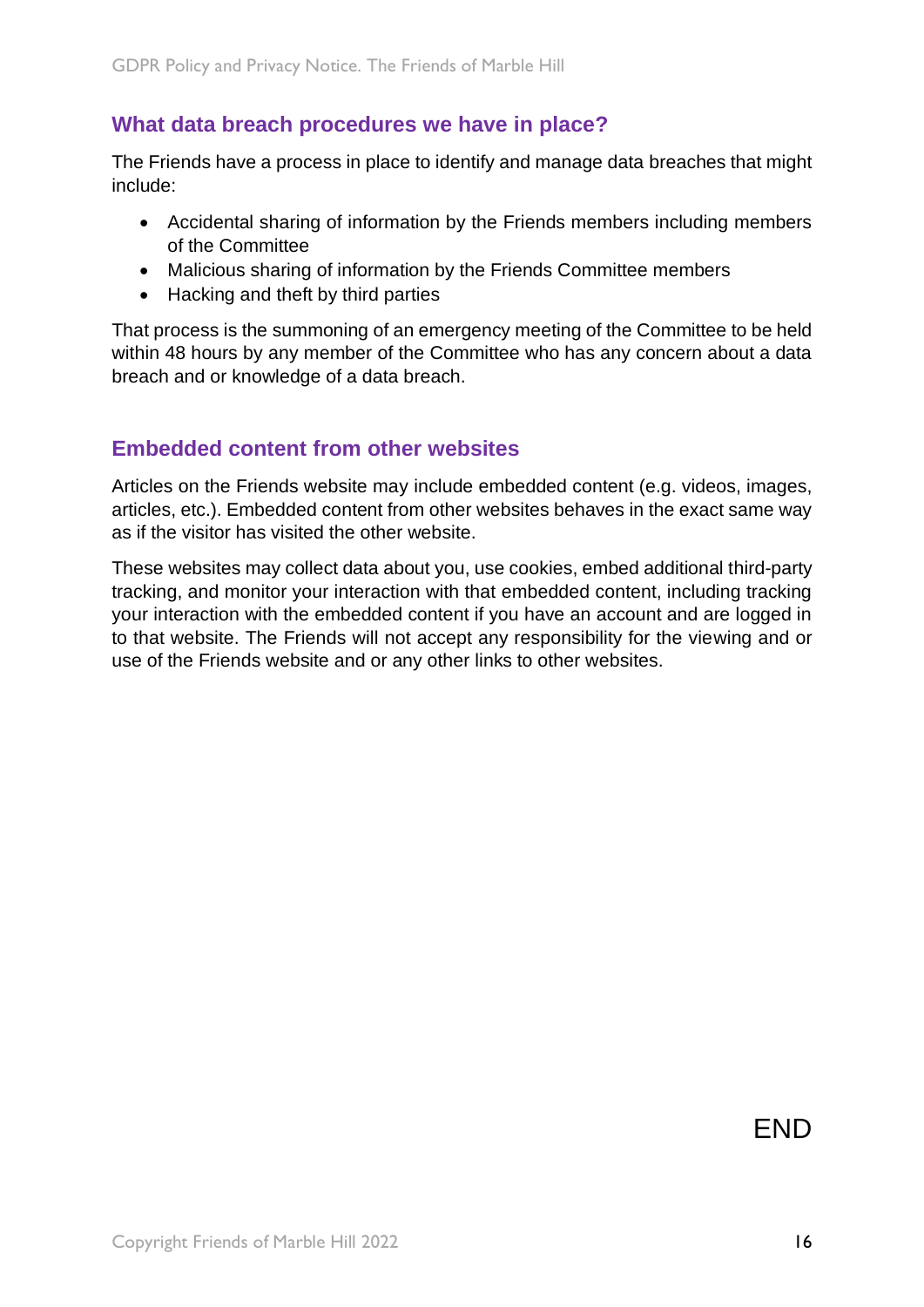## What data breach procedures we have in place?

The Friends have a process in place to identify and manage data breaches that might include:

- Accidental sharing of information by the Friends members including members of the Committee
- Malicious sharing of information by the Friends Committee members
- Hacking and theft by third parties

That process is the summoning of an emergency meeting of the Committee to be held within 48 hours by any member of the Committee who has any concern about a data breach and or knowledge of a data breach.

## Embedded content from other websites

Articles on the Friends website may include embedded content (e.g. videos, images, articles, etc.). Embedded content from other websites behaves in the exact same way as if the visitor has visited the other website.

These websites may collect data about you, use cookies, embed additional third-party tracking, and monitor your interaction with that embedded content, including tracking your interaction with the embedded content if you have an account and are logged in to that website. The Friends will not accept any responsibility for the viewing and or use of the Friends website and or any other links to other websites.

END

Copyright Friends of Marble Hill 2022